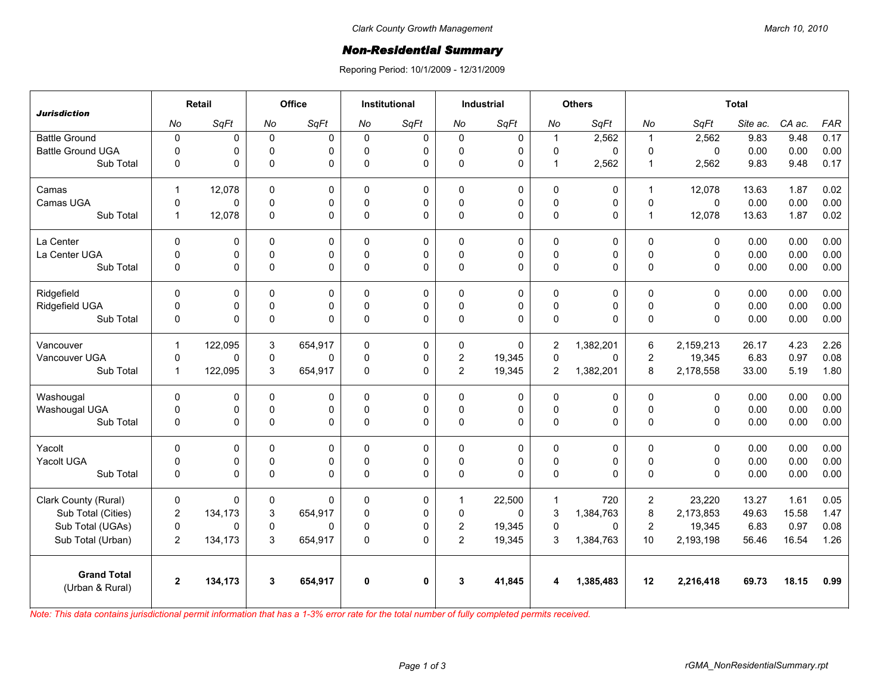Clark County Growth Management

March 10, 2010

# Non-Residential Summary

Reporing Period: 10/1/2009 - 12/31/2009

| Jurisdiction | Retail | | Office | | Institutional | | Industrial | | Others | | Total | | | | |
|---|---|---|---|---|---|---|---|---|---|---|---|---|---|---|---|
| | No | SqFt | No | SqFt | No | SqFt | No | SqFt | No | SqFt | No | SqFt | Site ac. | CA ac. | FAR |
| Battle Ground | 0 | 0 | 0 | 0 | 0 | 0 | 0 | 0 | 1 | 2,562 | 1 | 2,562 | 9.83 | 9.48 | 0.17 |
| Battle Ground UGA | 0 | 0 | 0 | 0 | 0 | 0 | 0 | 0 | 0 | 0 | 0 | 0 | 0.00 | 0.00 | 0.00 |
| Sub Total | 0 | 0 | 0 | 0 | 0 | 0 | 0 | 0 | 1 | 2,562 | 1 | 2,562 | 9.83 | 9.48 | 0.17 |
| Camas | 1 | 12,078 | 0 | 0 | 0 | 0 | 0 | 0 | 0 | 0 | 1 | 12,078 | 13.63 | 1.87 | 0.02 |
| Camas UGA | 0 | 0 | 0 | 0 | 0 | 0 | 0 | 0 | 0 | 0 | 0 | 0 | 0.00 | 0.00 | 0.00 |
| Sub Total | 1 | 12,078 | 0 | 0 | 0 | 0 | 0 | 0 | 0 | 0 | 1 | 12,078 | 13.63 | 1.87 | 0.02 |
| La Center | 0 | 0 | 0 | 0 | 0 | 0 | 0 | 0 | 0 | 0 | 0 | 0 | 0.00 | 0.00 | 0.00 |
| La Center UGA | 0 | 0 | 0 | 0 | 0 | 0 | 0 | 0 | 0 | 0 | 0 | 0 | 0.00 | 0.00 | 0.00 |
| Sub Total | 0 | 0 | 0 | 0 | 0 | 0 | 0 | 0 | 0 | 0 | 0 | 0 | 0.00 | 0.00 | 0.00 |
| Ridgefield | 0 | 0 | 0 | 0 | 0 | 0 | 0 | 0 | 0 | 0 | 0 | 0 | 0.00 | 0.00 | 0.00 |
| Ridgefield UGA | 0 | 0 | 0 | 0 | 0 | 0 | 0 | 0 | 0 | 0 | 0 | 0 | 0.00 | 0.00 | 0.00 |
| Sub Total | 0 | 0 | 0 | 0 | 0 | 0 | 0 | 0 | 0 | 0 | 0 | 0 | 0.00 | 0.00 | 0.00 |
| Vancouver | 1 | 122,095 | 3 | 654,917 | 0 | 0 | 0 | 0 | 2 | 1,382,201 | 6 | 2,159,213 | 26.17 | 4.23 | 2.26 |
| Vancouver UGA | 0 | 0 | 0 | 0 | 0 | 0 | 2 | 19,345 | 0 | 0 | 2 | 19,345 | 6.83 | 0.97 | 0.08 |
| Sub Total | 1 | 122,095 | 3 | 654,917 | 0 | 0 | 2 | 19,345 | 2 | 1,382,201 | 8 | 2,178,558 | 33.00 | 5.19 | 1.80 |
| Washougal | 0 | 0 | 0 | 0 | 0 | 0 | 0 | 0 | 0 | 0 | 0 | 0 | 0.00 | 0.00 | 0.00 |
| Washougal UGA | 0 | 0 | 0 | 0 | 0 | 0 | 0 | 0 | 0 | 0 | 0 | 0 | 0.00 | 0.00 | 0.00 |
| Sub Total | 0 | 0 | 0 | 0 | 0 | 0 | 0 | 0 | 0 | 0 | 0 | 0 | 0.00 | 0.00 | 0.00 |
| Yacolt | 0 | 0 | 0 | 0 | 0 | 0 | 0 | 0 | 0 | 0 | 0 | 0 | 0.00 | 0.00 | 0.00 |
| Yacolt UGA | 0 | 0 | 0 | 0 | 0 | 0 | 0 | 0 | 0 | 0 | 0 | 0 | 0.00 | 0.00 | 0.00 |
| Sub Total | 0 | 0 | 0 | 0 | 0 | 0 | 0 | 0 | 0 | 0 | 0 | 0 | 0.00 | 0.00 | 0.00 |
| Clark County (Rural) | 0 | 0 | 0 | 0 | 0 | 0 | 1 | 22,500 | 1 | 720 | 2 | 23,220 | 13.27 | 1.61 | 0.05 |
| Sub Total (Cities) | 2 | 134,173 | 3 | 654,917 | 0 | 0 | 0 | 0 | 3 | 1,384,763 | 8 | 2,173,853 | 49.63 | 15.58 | 1.47 |
| Sub Total (UGAs) | 0 | 0 | 0 | 0 | 0 | 0 | 2 | 19,345 | 0 | 0 | 2 | 19,345 | 6.83 | 0.97 | 0.08 |
| Sub Total (Urban) | 2 | 134,173 | 3 | 654,917 | 0 | 0 | 2 | 19,345 | 3 | 1,384,763 | 10 | 2,193,198 | 56.46 | 16.54 | 1.26 |
| **Grand Total** (Urban & Rural) | **2** | **134,173** | **3** | **654,917** | **0** | **0** | **3** | **41,845** | **4** | **1,385,483** | **12** | **2,216,418** | **69.73** | **18.15** | **0.99** |

*Note: This data contains jurisdictional permit information that has a 1-3% error rate for the total number of fully completed permits received.*

rGMA_NonResidentialSummary.rpt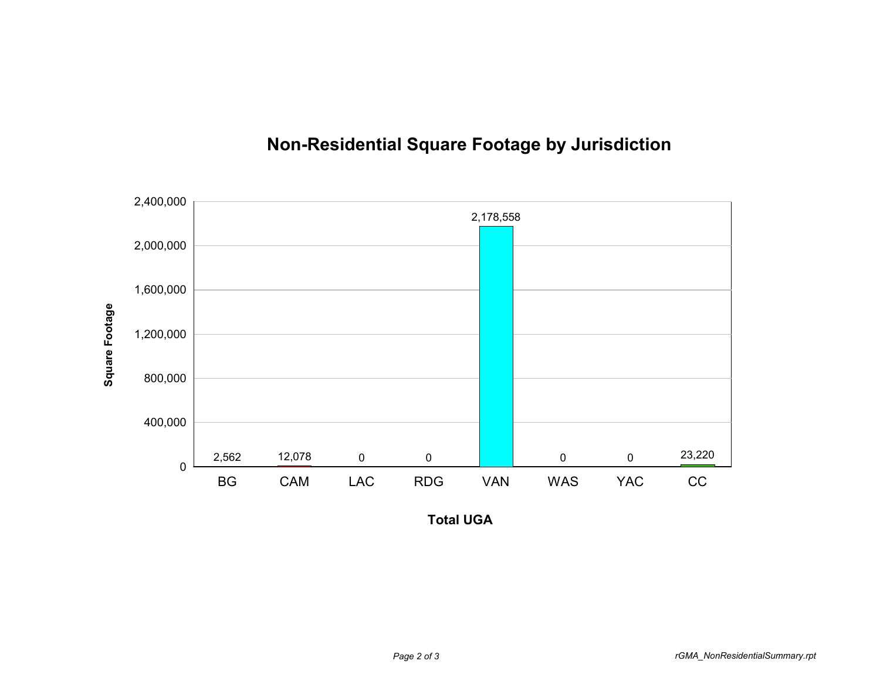## Non-Residential Square Footage by Jurisdiction

| Total UGA | Square Footage |
|---|---|
| BG | 2,562 |
| CAM | 12,078 |
| LAC | 0 |
| RDG | 0 |
| VAN | 2,178,558 |
| WAS | 0 |
| YAC | 0 |
| CC | 23,220 |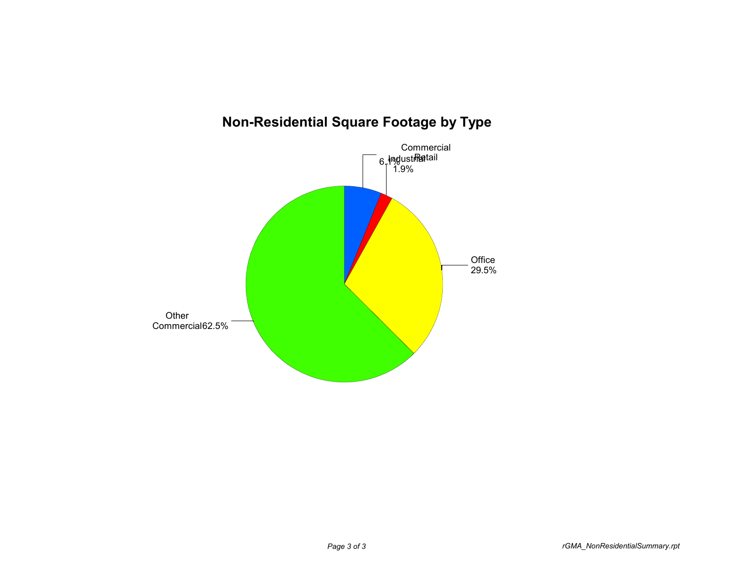# Non-Residential Square Footage by Type

Commercial Retail
1.9%

Industrial
6.1%

Office
29.5%

Other Commercial
62.5%

*rGMA_NonResidentialSummary.rpt*